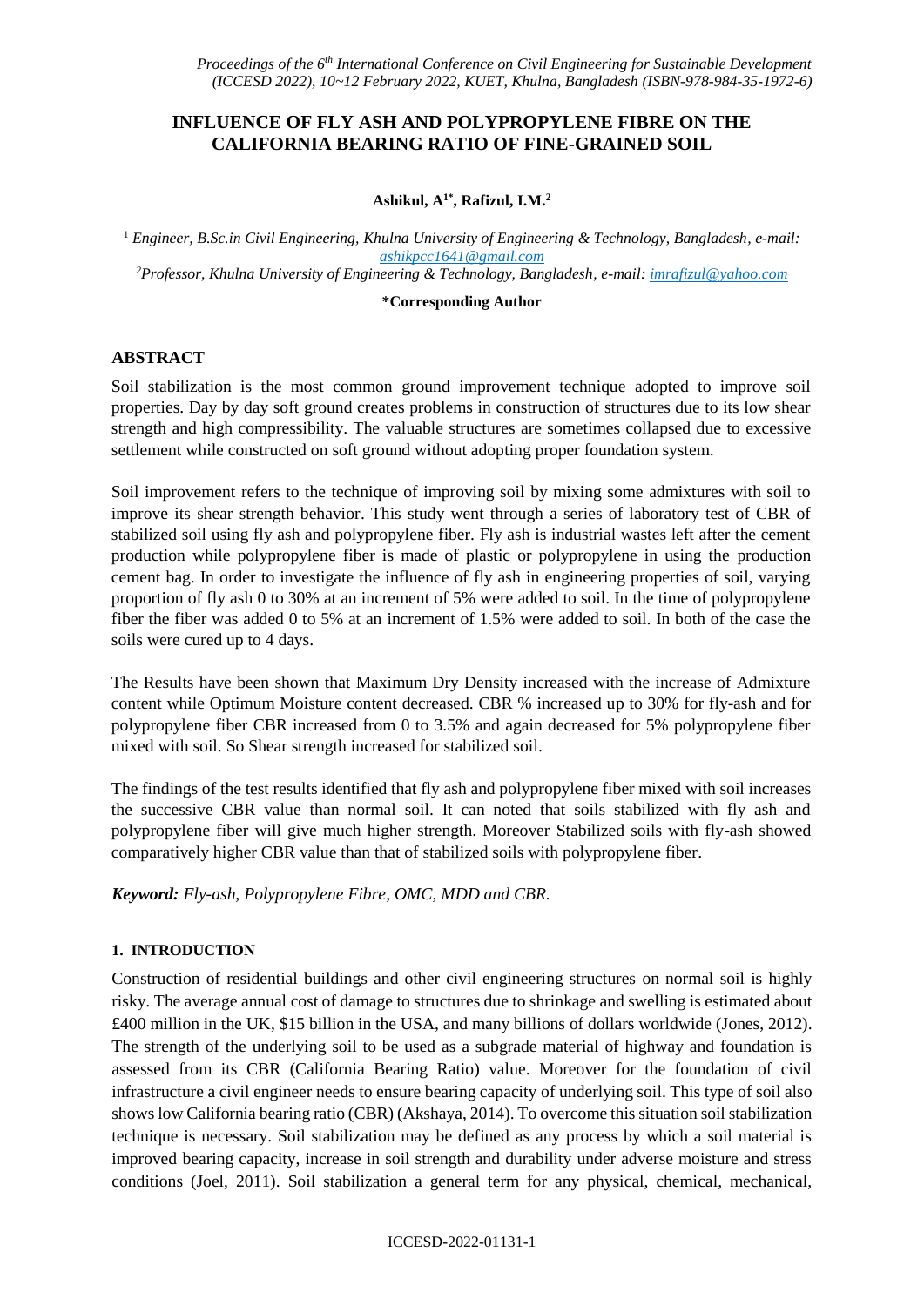# INFLUENCE OF FLY ASH AND POLYPROPYLENE FIBRE ON THE CALIFORNIA BEARING RATIO OF FINE-GRAINED SOIL

**Ashikul, A[1*], Rafizul, I.M.[2]**

[1] *Engineer, B.Sc.in Civil Engineering, Khulna University of Engineering & Technology, Bangladesh, e-mail: ashikpcc1641@gmail.com*

[2] *Professor, Khulna University of Engineering & Technology, Bangladesh, e-mail: imrafizul@yahoo.com*

**\*Corresponding Author**

## ABSTRACT

Soil stabilization is the most common ground improvement technique adopted to improve soil properties. Day by day soft ground creates problems in construction of structures due to its low shear strength and high compressibility. The valuable structures are sometimes collapsed due to excessive settlement while constructed on soft ground without adopting proper foundation system.

Soil improvement refers to the technique of improving soil by mixing some admixtures with soil to improve its shear strength behavior. This study went through a series of laboratory test of CBR of stabilized soil using fly ash and polypropylene fiber. Fly ash is industrial wastes left after the cement production while polypropylene fiber is made of plastic or polypropylene in using the production cement bag. In order to investigate the influence of fly ash in engineering properties of soil, varying proportion of fly ash 0 to 30% at an increment of 5% were added to soil. In the time of polypropylene fiber the fiber was added 0 to 5% at an increment of 1.5% were added to soil. In both of the case the soils were cured up to 4 days.

The Results have been shown that Maximum Dry Density increased with the increase of Admixture content while Optimum Moisture content decreased. CBR % increased up to 30% for fly-ash and for polypropylene fiber CBR increased from 0 to 3.5% and again decreased for 5% polypropylene fiber mixed with soil. So Shear strength increased for stabilized soil.

The findings of the test results identified that fly ash and polypropylene fiber mixed with soil increases the successive CBR value than normal soil. It can noted that soils stabilized with fly ash and polypropylene fiber will give much higher strength. Moreover Stabilized soils with fly-ash showed comparatively higher CBR value than that of stabilized soils with polypropylene fiber.

***Keyword:*** *Fly-ash, Polypropylene Fibre, OMC, MDD and CBR.*

## 1. INTRODUCTION

Construction of residential buildings and other civil engineering structures on normal soil is highly risky. The average annual cost of damage to structures due to shrinkage and swelling is estimated about £400 million in the UK, $15 billion in the USA, and many billions of dollars worldwide (Jones, 2012). The strength of the underlying soil to be used as a subgrade material of highway and foundation is assessed from its CBR (California Bearing Ratio) value. Moreover for the foundation of civil infrastructure a civil engineer needs to ensure bearing capacity of underlying soil. This type of soil also shows low California bearing ratio (CBR) (Akshaya, 2014). To overcome this situation soil stabilization technique is necessary. Soil stabilization may be defined as any process by which a soil material is improved bearing capacity, increase in soil strength and durability under adverse moisture and stress conditions (Joel, 2011). Soil stabilization a general term for any physical, chemical, mechanical,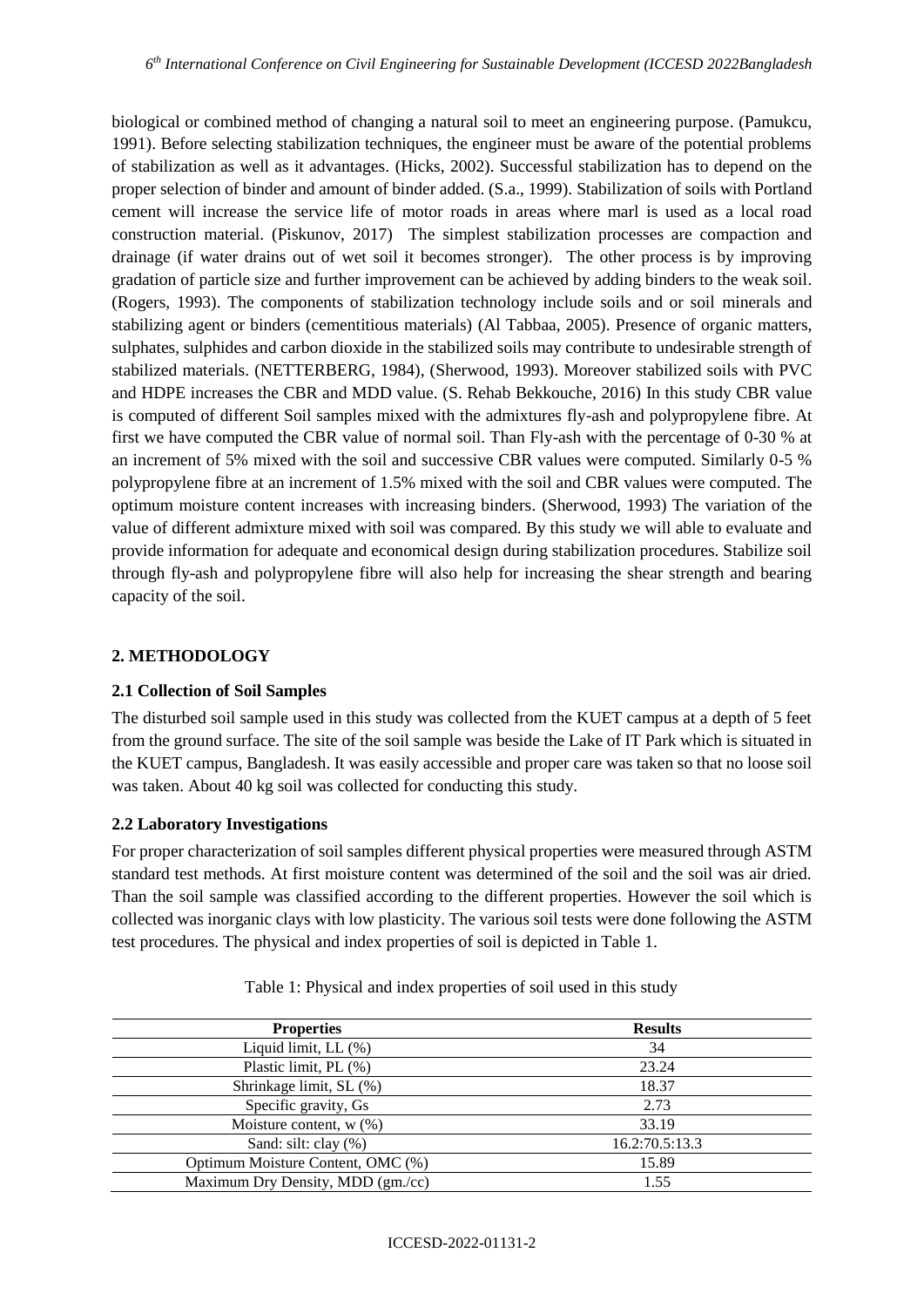biological or combined method of changing a natural soil to meet an engineering purpose. (Pamukcu, 1991). Before selecting stabilization techniques, the engineer must be aware of the potential problems of stabilization as well as it advantages. (Hicks, 2002). Successful stabilization has to depend on the proper selection of binder and amount of binder added. (S.a., 1999). Stabilization of soils with Portland cement will increase the service life of motor roads in areas where marl is used as a local road construction material. (Piskunov, 2017) The simplest stabilization processes are compaction and drainage (if water drains out of wet soil it becomes stronger). The other process is by improving gradation of particle size and further improvement can be achieved by adding binders to the weak soil. (Rogers, 1993). The components of stabilization technology include soils and or soil minerals and stabilizing agent or binders (cementitious materials) (Al Tabbaa, 2005). Presence of organic matters, sulphates, sulphides and carbon dioxide in the stabilized soils may contribute to undesirable strength of stabilized materials. (NETTERBERG, 1984), (Sherwood, 1993). Moreover stabilized soils with PVC and HDPE increases the CBR and MDD value. (S. Rehab Bekkouche, 2016) In this study CBR value is computed of different Soil samples mixed with the admixtures fly-ash and polypropylene fibre. At first we have computed the CBR value of normal soil. Than Fly-ash with the percentage of 0-30 % at an increment of 5% mixed with the soil and successive CBR values were computed. Similarly 0-5 % polypropylene fibre at an increment of 1.5% mixed with the soil and CBR values were computed. The optimum moisture content increases with increasing binders. (Sherwood, 1993) The variation of the value of different admixture mixed with soil was compared. By this study we will able to evaluate and provide information for adequate and economical design during stabilization procedures. Stabilize soil through fly-ash and polypropylene fibre will also help for increasing the shear strength and bearing capacity of the soil.

## 2. METHODOLOGY

### 2.1 Collection of Soil Samples

The disturbed soil sample used in this study was collected from the KUET campus at a depth of 5 feet from the ground surface. The site of the soil sample was beside the Lake of IT Park which is situated in the KUET campus, Bangladesh. It was easily accessible and proper care was taken so that no loose soil was taken. About 40 kg soil was collected for conducting this study.

### 2.2 Laboratory Investigations

For proper characterization of soil samples different physical properties were measured through ASTM standard test methods. At first moisture content was determined of the soil and the soil was air dried. Than the soil sample was classified according to the different properties. However the soil which is collected was inorganic clays with low plasticity. The various soil tests were done following the ASTM test procedures. The physical and index properties of soil is depicted in Table 1.

Table 1: Physical and index properties of soil used in this study

| Properties | Results |
|---|---|
| Liquid limit, LL (%) | 34 |
| Plastic limit, PL (%) | 23.24 |
| Shrinkage limit, SL (%) | 18.37 |
| Specific gravity, Gs | 2.73 |
| Moisture content, w (%) | 33.19 |
| Sand: silt: clay (%) | 16.2:70.5:13.3 |
| Optimum Moisture Content, OMC (%) | 15.89 |
| Maximum Dry Density, MDD (gm./cc) | 1.55 |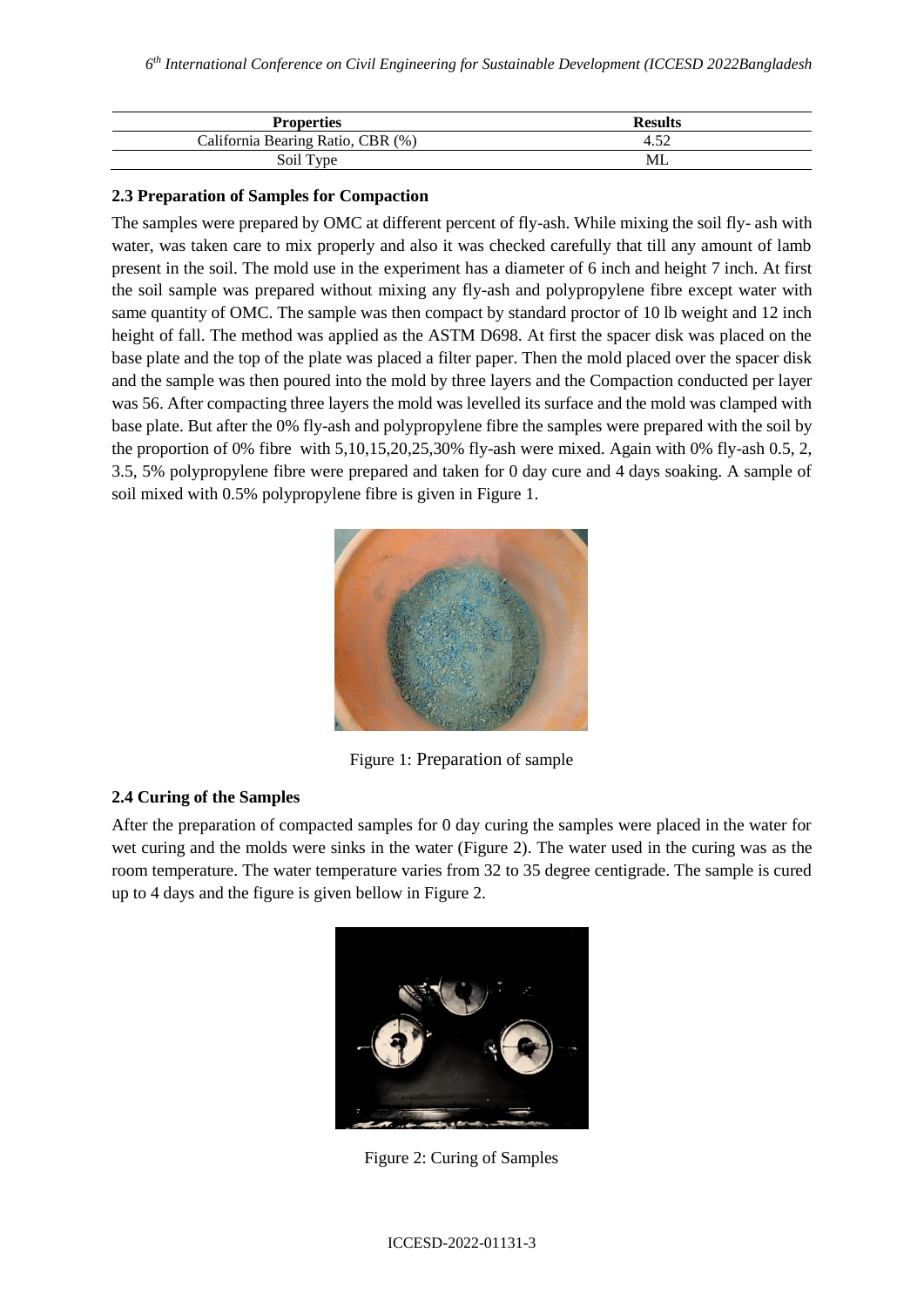| Properties | Results |
|---|---|
| California Bearing Ratio, CBR (%) | 4.52 |
| Soil Type | ML |

### 2.3 Preparation of Samples for Compaction

The samples were prepared by OMC at different percent of fly-ash. While mixing the soil fly- ash with water, was taken care to mix properly and also it was checked carefully that till any amount of lamb present in the soil. The mold use in the experiment has a diameter of 6 inch and height 7 inch. At first the soil sample was prepared without mixing any fly-ash and polypropylene fibre except water with same quantity of OMC. The sample was then compact by standard proctor of 10 lb weight and 12 inch height of fall. The method was applied as the ASTM D698. At first the spacer disk was placed on the base plate and the top of the plate was placed a filter paper. Then the mold placed over the spacer disk and the sample was then poured into the mold by three layers and the Compaction conducted per layer was 56. After compacting three layers the mold was levelled its surface and the mold was clamped with base plate. But after the 0% fly-ash and polypropylene fibre the samples were prepared with the soil by the proportion of 0% fibre with 5,10,15,20,25,30% fly-ash were mixed. Again with 0% fly-ash 0.5, 2, 3.5, 5% polypropylene fibre were prepared and taken for 0 day cure and 4 days soaking. A sample of soil mixed with 0.5% polypropylene fibre is given in Figure 1.

Figure 1: Preparation of sample

### 2.4 Curing of the Samples

After the preparation of compacted samples for 0 day curing the samples were placed in the water for wet curing and the molds were sinks in the water (Figure 2). The water used in the curing was as the room temperature. The water temperature varies from 32 to 35 degree centigrade. The sample is cured up to 4 days and the figure is given bellow in Figure 2.

Figure 2: Curing of Samples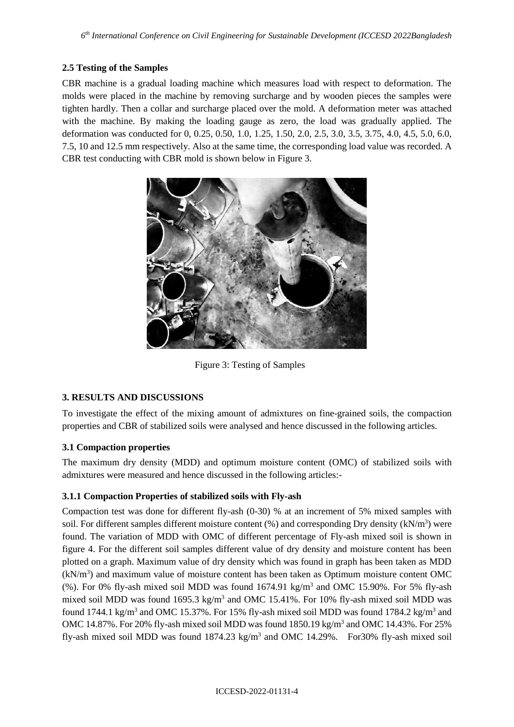### 2.5 Testing of the Samples

CBR machine is a gradual loading machine which measures load with respect to deformation. The molds were placed in the machine by removing surcharge and by wooden pieces the samples were tighten hardly. Then a collar and surcharge placed over the mold. A deformation meter was attached with the machine. By making the loading gauge as zero, the load was gradually applied. The deformation was conducted for 0, 0.25, 0.50, 1.0, 1.25, 1.50, 2.0, 2.5, 3.0, 3.5, 3.75, 4.0, 4.5, 5.0, 6.0, 7.5, 10 and 12.5 mm respectively. Also at the same time, the corresponding load value was recorded. A CBR test conducting with CBR mold is shown below in Figure 3.

Figure 3: Testing of Samples

## 3. RESULTS AND DISCUSSIONS

To investigate the effect of the mixing amount of admixtures on fine-grained soils, the compaction properties and CBR of stabilized soils were analysed and hence discussed in the following articles.

### 3.1 Compaction properties

The maximum dry density (MDD) and optimum moisture content (OMC) of stabilized soils with admixtures were measured and hence discussed in the following articles:-

#### 3.1.1 Compaction Properties of stabilized soils with Fly-ash

Compaction test was done for different fly-ash (0-30) % at an increment of 5% mixed samples with soil. For different samples different moisture content (%) and corresponding Dry density (kN/m$^3$) were found. The variation of MDD with OMC of different percentage of Fly-ash mixed soil is shown in figure 4. For the different soil samples different value of dry density and moisture content has been plotted on a graph. Maximum value of dry density which was found in graph has been taken as MDD (kN/m$^3$) and maximum value of moisture content has been taken as Optimum moisture content OMC (%). For 0% fly-ash mixed soil MDD was found 1674.91 kg/m$^3$ and OMC 15.90%. For 5% fly-ash mixed soil MDD was found 1695.3 kg/m$^3$ and OMC 15.41%. For 10% fly-ash mixed soil MDD was found 1744.1 kg/m$^3$ and OMC 15.37%. For 15% fly-ash mixed soil MDD was found 1784.2 kg/m$^3$ and OMC 14.87%. For 20% fly-ash mixed soil MDD was found 1850.19 kg/m$^3$ and OMC 14.43%. For 25% fly-ash mixed soil MDD was found 1874.23 kg/m$^3$ and OMC 14.29%. For30% fly-ash mixed soil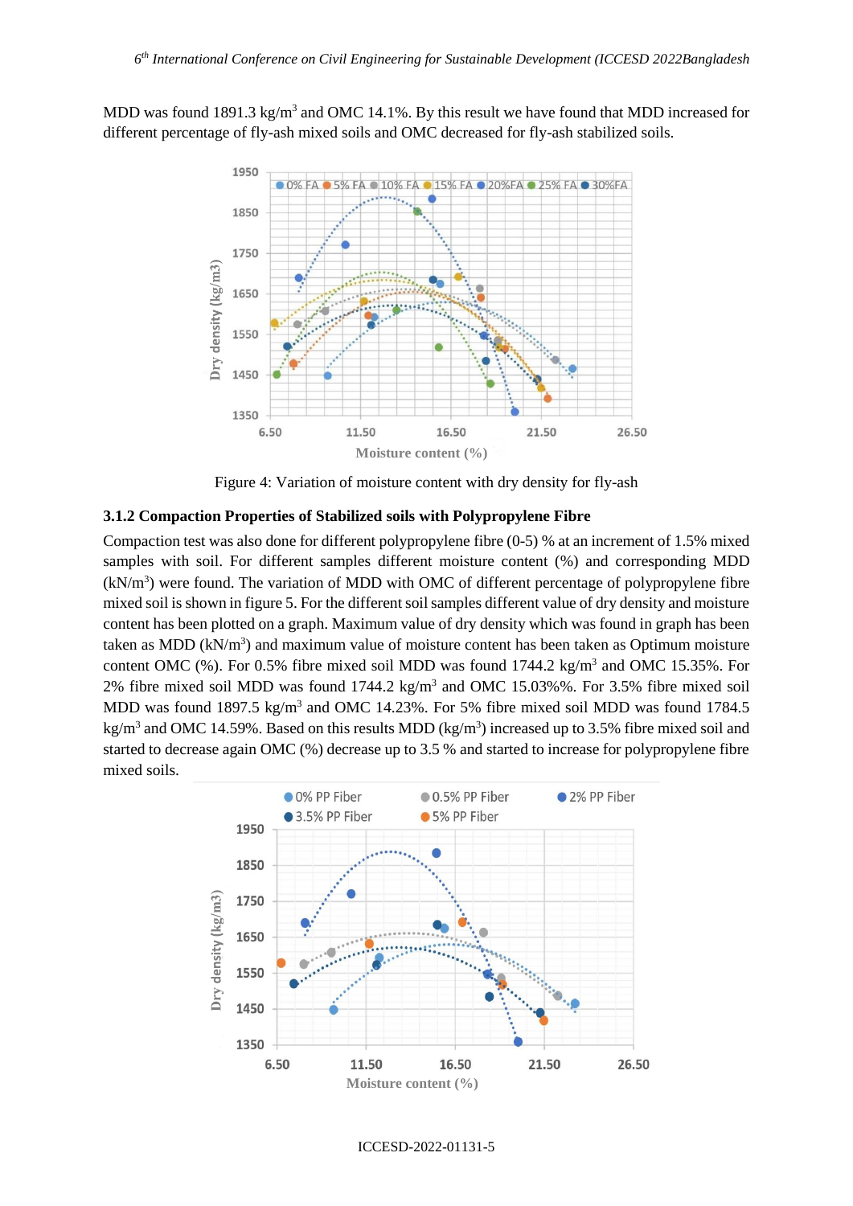MDD was found 1891.3 kg/m$^3$ and OMC 14.1%. By this result we have found that MDD increased for different percentage of fly-ash mixed soils and OMC decreased for fly-ash stabilized soils.

Figure 4: Variation of moisture content with dry density for fly-ash

### 3.1.2 Compaction Properties of Stabilized soils with Polypropylene Fibre

Compaction test was also done for different polypropylene fibre (0-5) % at an increment of 1.5% mixed samples with soil. For different samples different moisture content (%) and corresponding MDD (kN/m$^3$) were found. The variation of MDD with OMC of different percentage of polypropylene fibre mixed soil is shown in figure 5. For the different soil samples different value of dry density and moisture content has been plotted on a graph. Maximum value of dry density which was found in graph has been taken as MDD (kN/m$^3$) and maximum value of moisture content has been taken as Optimum moisture content OMC (%). For 0.5% fibre mixed soil MDD was found 1744.2 kg/m$^3$ and OMC 15.35%. For 2% fibre mixed soil MDD was found 1744.2 kg/m$^3$ and OMC 15.03%%. For 3.5% fibre mixed soil MDD was found 1897.5 kg/m$^3$ and OMC 14.23%. For 5% fibre mixed soil MDD was found 1784.5 kg/m$^3$ and OMC 14.59%. Based on this results MDD (kg/m$^3$) increased up to 3.5% fibre mixed soil and started to decrease again OMC (%) decrease up to 3.5 % and started to increase for polypropylene fibre mixed soils.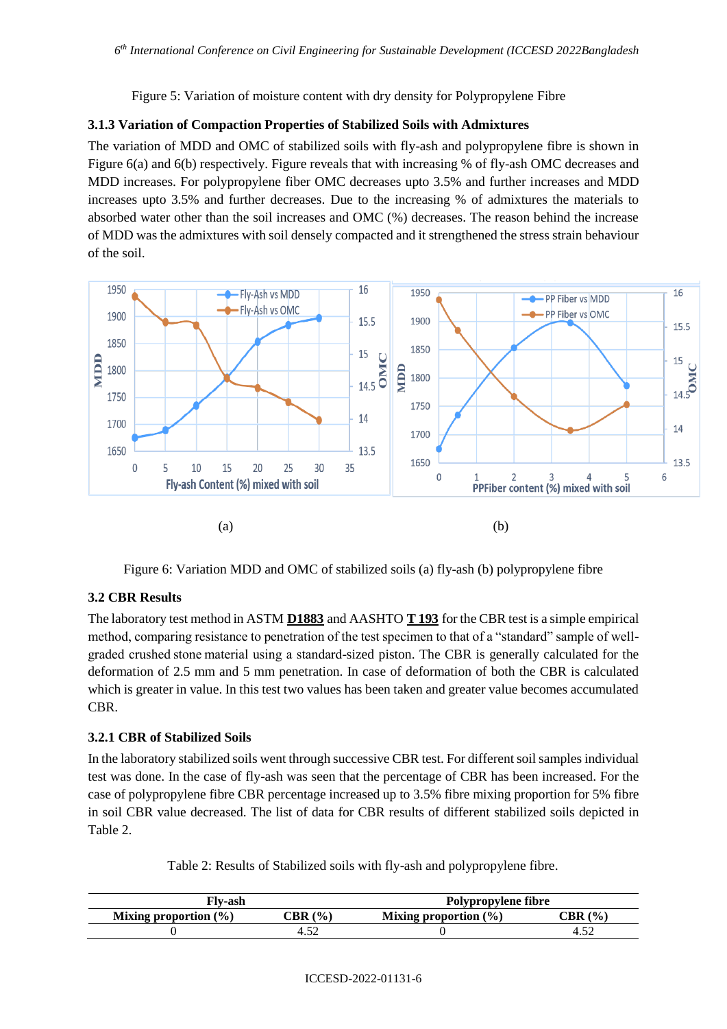Figure 5: Variation of moisture content with dry density for Polypropylene Fibre

### 3.1.3 Variation of Compaction Properties of Stabilized Soils with Admixtures

The variation of MDD and OMC of stabilized soils with fly-ash and polypropylene fibre is shown in Figure 6(a) and 6(b) respectively. Figure reveals that with increasing % of fly-ash OMC decreases and MDD increases. For polypropylene fiber OMC decreases upto 3.5% and further increases and MDD increases upto 3.5% and further decreases. Due to the increasing % of admixtures the materials to absorbed water other than the soil increases and OMC (%) decreases. The reason behind the increase of MDD was the admixtures with soil densely compacted and it strengthened the stress strain behaviour of the soil.

(a)

(b)

Figure 6: Variation MDD and OMC of stabilized soils (a) fly-ash (b) polypropylene fibre

## 3.2 CBR Results

The laboratory test method in ASTM **D1883** and AASHTO **T 193** for the CBR test is a simple empirical method, comparing resistance to penetration of the test specimen to that of a "standard" sample of well-graded crushed stone material using a standard-sized piston. The CBR is generally calculated for the deformation of 2.5 mm and 5 mm penetration. In case of deformation of both the CBR is calculated which is greater in value. In this test two values has been taken and greater value becomes accumulated CBR.

### 3.2.1 CBR of Stabilized Soils

In the laboratory stabilized soils went through successive CBR test. For different soil samples individual test was done. In the case of fly-ash was seen that the percentage of CBR has been increased. For the case of polypropylene fibre CBR percentage increased up to 3.5% fibre mixing proportion for 5% fibre in soil CBR value decreased. The list of data for CBR results of different stabilized soils depicted in Table 2.

Table 2: Results of Stabilized soils with fly-ash and polypropylene fibre.

| Fly-ash | | Polypropylene fibre | |
|---|---|---|---|
| **Mixing proportion (%)** | **CBR (%)** | **Mixing proportion (%)** | **CBR (%)** |
| 0 | 4.52 | 0 | 4.52 |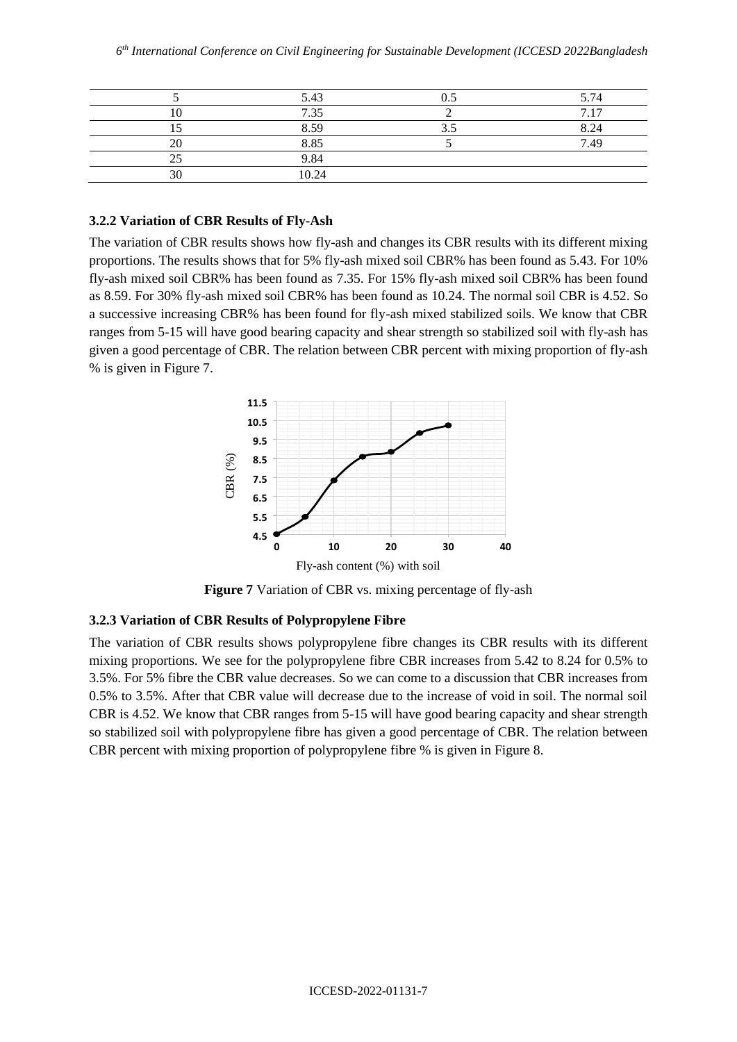| 5 | 5.43 | 0.5 | 5.74 |
|---|---|---|---|
| 10 | 7.35 | 2 | 7.17 |
| 15 | 8.59 | 3.5 | 8.24 |
| 20 | 8.85 | 5 | 7.49 |
| 25 | 9.84 | | |
| 30 | 10.24 | | |

### 3.2.2 Variation of CBR Results of Fly-Ash

The variation of CBR results shows how fly-ash and changes its CBR results with its different mixing proportions. The results shows that for 5% fly-ash mixed soil CBR% has been found as 5.43. For 10% fly-ash mixed soil CBR% has been found as 7.35. For 15% fly-ash mixed soil CBR% has been found as 8.59. For 30% fly-ash mixed soil CBR% has been found as 10.24. The normal soil CBR is 4.52. So a successive increasing CBR% has been found for fly-ash mixed stabilized soils. We know that CBR ranges from 5-15 will have good bearing capacity and shear strength so stabilized soil with fly-ash has given a good percentage of CBR. The relation between CBR percent with mixing proportion of fly-ash % is given in Figure 7.

**Figure 7** Variation of CBR vs. mixing percentage of fly-ash

### 3.2.3 Variation of CBR Results of Polypropylene Fibre

The variation of CBR results shows polypropylene fibre changes its CBR results with its different mixing proportions. We see for the polypropylene fibre CBR increases from 5.42 to 8.24 for 0.5% to 3.5%. For 5% fibre the CBR value decreases. So we can come to a discussion that CBR increases from 0.5% to 3.5%. After that CBR value will decrease due to the increase of void in soil. The normal soil CBR is 4.52. We know that CBR ranges from 5-15 will have good bearing capacity and shear strength so stabilized soil with polypropylene fibre has given a good percentage of CBR. The relation between CBR percent with mixing proportion of polypropylene fibre % is given in Figure 8.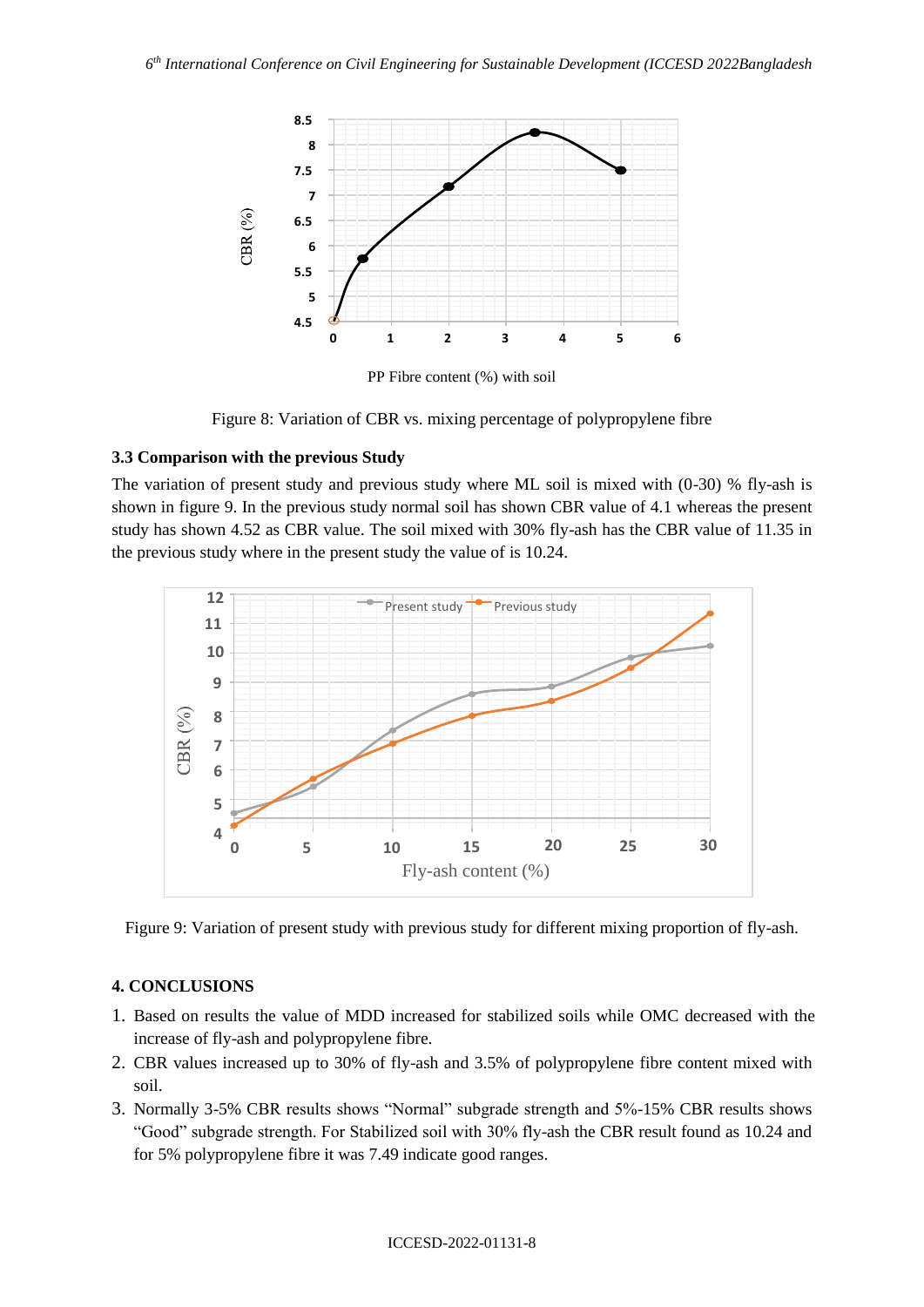Figure 8: Variation of CBR vs. mixing percentage of polypropylene fibre

### 3.3 Comparison with the previous Study

The variation of present study and previous study where ML soil is mixed with (0-30) % fly-ash is shown in figure 9. In the previous study normal soil has shown CBR value of 4.1 whereas the present study has shown 4.52 as CBR value. The soil mixed with 30% fly-ash has the CBR value of 11.35 in the previous study where in the present study the value of is 10.24.

Figure 9: Variation of present study with previous study for different mixing proportion of fly-ash.

## 4. CONCLUSIONS

1. Based on results the value of MDD increased for stabilized soils while OMC decreased with the increase of fly-ash and polypropylene fibre.
2. CBR values increased up to 30% of fly-ash and 3.5% of polypropylene fibre content mixed with soil.
3. Normally 3-5% CBR results shows "Normal" subgrade strength and 5%-15% CBR results shows "Good" subgrade strength. For Stabilized soil with 30% fly-ash the CBR result found as 10.24 and for 5% polypropylene fibre it was 7.49 indicate good ranges.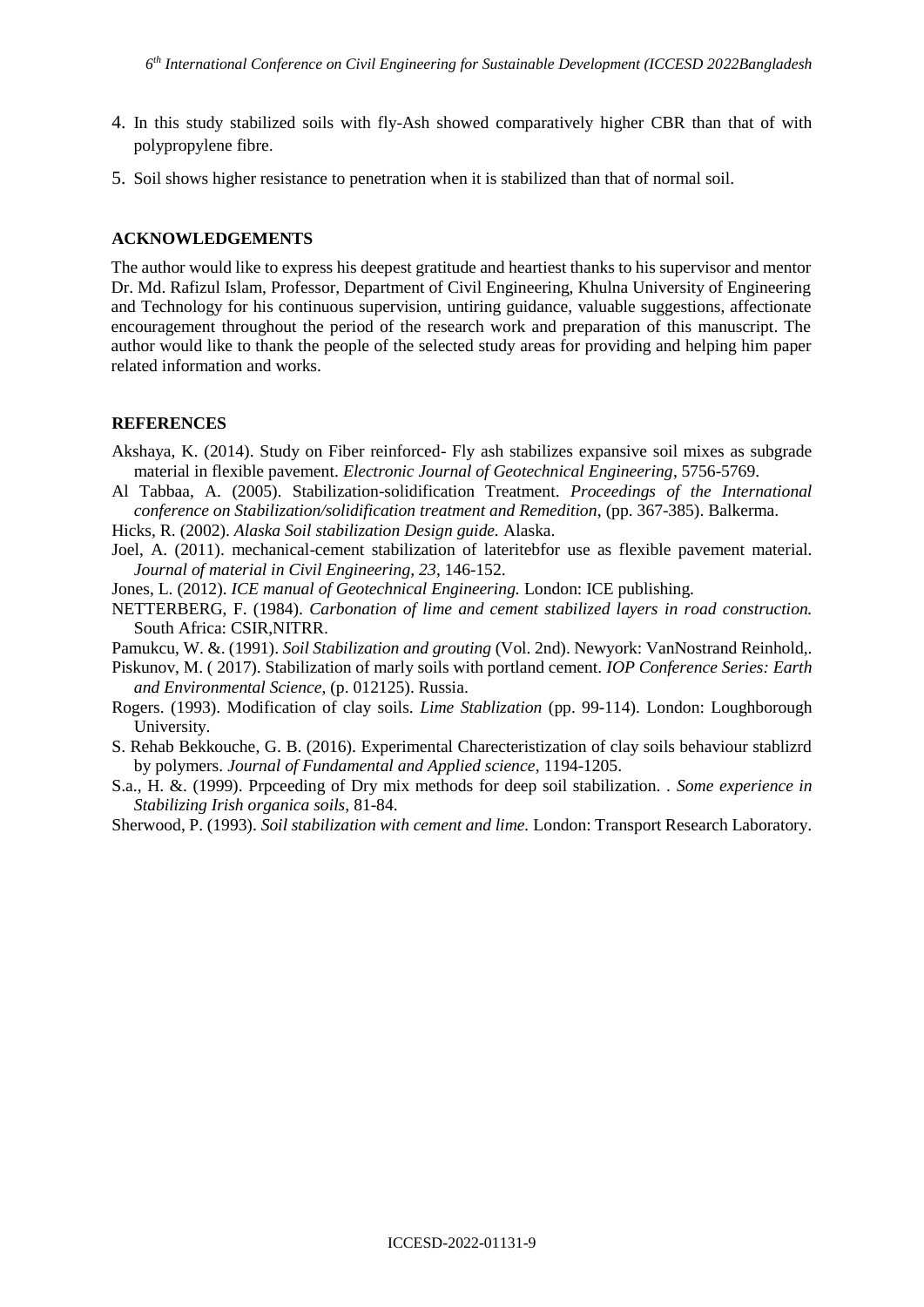4. In this study stabilized soils with fly-Ash showed comparatively higher CBR than that of with polypropylene fibre.
5. Soil shows higher resistance to penetration when it is stabilized than that of normal soil.

## ACKNOWLEDGEMENTS

The author would like to express his deepest gratitude and heartiest thanks to his supervisor and mentor Dr. Md. Rafizul Islam, Professor, Department of Civil Engineering, Khulna University of Engineering and Technology for his continuous supervision, untiring guidance, valuable suggestions, affectionate encouragement throughout the period of the research work and preparation of this manuscript. The author would like to thank the people of the selected study areas for providing and helping him paper related information and works.

## REFERENCES

Akshaya, K. (2014). Study on Fiber reinforced- Fly ash stabilizes expansive soil mixes as subgrade material in flexible pavement. *Electronic Journal of Geotechnical Engineering*, 5756-5769.

Al Tabbaa, A. (2005). Stabilization-solidification Treatment. *Proceedings of the International conference on Stabilization/solidification treatment and Remedition*, (pp. 367-385). Balkerma.

Hicks, R. (2002). *Alaska Soil stabilization Design guide.* Alaska.

Joel, A. (2011). mechanical-cement stabilization of lateritebfor use as flexible pavement material. *Journal of material in Civil Engineering, 23*, 146-152.

Jones, L. (2012). *ICE manual of Geotechnical Engineering.* London: ICE publishing.

NETTERBERG, F. (1984). *Carbonation of lime and cement stabilized layers in road construction.* South Africa: CSIR,NITRR.

Pamukcu, W. &. (1991). *Soil Stabilization and grouting* (Vol. 2nd). Newyork: VanNostrand Reinhold,.

Piskunov, M. ( 2017). Stabilization of marly soils with portland cement. *IOP Conference Series: Earth and Environmental Science*, (p. 012125). Russia.

Rogers. (1993). Modification of clay soils. *Lime Stablization* (pp. 99-114). London: Loughborough University.

S. Rehab Bekkouche, G. B. (2016). Experimental Charecteristization of clay soils behaviour stablizrd by polymers. *Journal of Fundamental and Applied science*, 1194-1205.

S.a., H. &. (1999). Prpceeding of Dry mix methods for deep soil stabilization. . *Some experience in Stabilizing Irish organica soils*, 81-84.

Sherwood, P. (1993). *Soil stabilization with cement and lime.* London: Transport Research Laboratory.